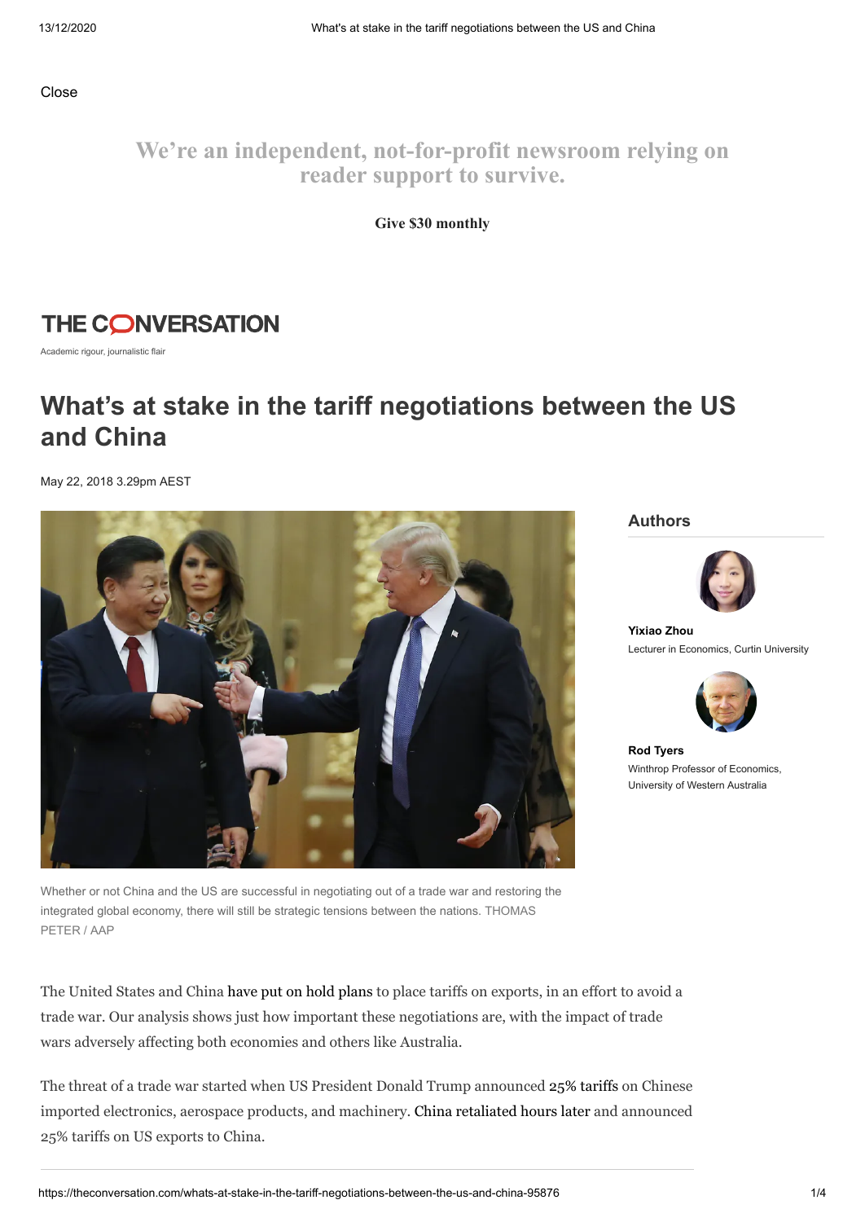Close

We're an independent, not-for-profit newsroom relying on reader support to survive.

**Give $30 monthly**

THE CONVERSATION

Academic rigour, journalistic flair

# What's at stake in the tariff negotiations between the US and China

May 22, 2018 3.29pm AEST

## Authors

**Yixiao Zhou**
Lecturer in Economics, Curtin University

**Rod Tyers**
Winthrop Professor of Economics, University of Western Australia

Whether or not China and the US are successful in negotiating out of a trade war and restoring the integrated global economy, there will still be strategic tensions between the nations. THOMAS PETER / AAP

The United States and China have put on hold plans to place tariffs on exports, in an effort to avoid a trade war. Our analysis shows just how important these negotiations are, with the impact of trade wars adversely affecting both economies and others like Australia.

The threat of a trade war started when US President Donald Trump announced 25% tariffs on Chinese imported electronics, aerospace products, and machinery. China retaliated hours later and announced 25% tariffs on US exports to China.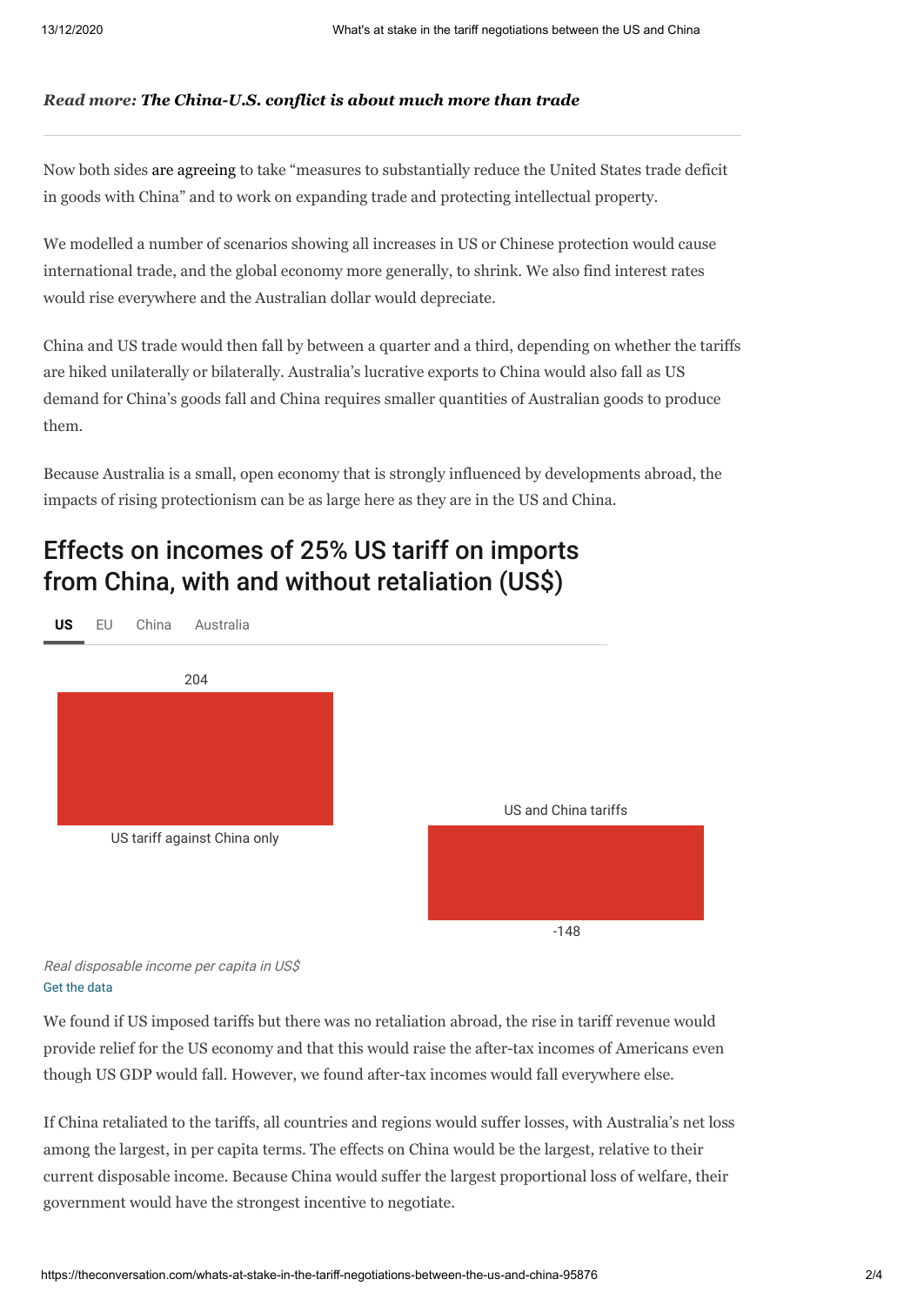***Read more:* The China-U.S. conflict is about much more than trade**

---

Now both sides are agreeing to take "measures to substantially reduce the United States trade deficit in goods with China" and to work on expanding trade and protecting intellectual property.

We modelled a number of scenarios showing all increases in US or Chinese protection would cause international trade, and the global economy more generally, to shrink. We also find interest rates would rise everywhere and the Australian dollar would depreciate.

China and US trade would then fall by between a quarter and a third, depending on whether the tariffs are hiked unilaterally or bilaterally. Australia's lucrative exports to China would also fall as US demand for China's goods fall and China requires smaller quantities of Australian goods to produce them.

Because Australia is a small, open economy that is strongly influenced by developments abroad, the impacts of rising protectionism can be as large here as they are in the US and China.

## Effects on incomes of 25% US tariff on imports from China, with and without retaliation (US$)

**US** | EU | China | Australia

| Scenario | US |
| --- | --- |
| US tariff against China only | 204 |
| US and China tariffs | -148 |

*Real disposable income per capita in US$*

Get the data

We found if US imposed tariffs but there was no retaliation abroad, the rise in tariff revenue would provide relief for the US economy and that this would raise the after-tax incomes of Americans even though US GDP would fall. However, we found after-tax incomes would fall everywhere else.

If China retaliated to the tariffs, all countries and regions would suffer losses, with Australia's net loss among the largest, in per capita terms. The effects on China would be the largest, relative to their current disposable income. Because China would suffer the largest proportional loss of welfare, their government would have the strongest incentive to negotiate.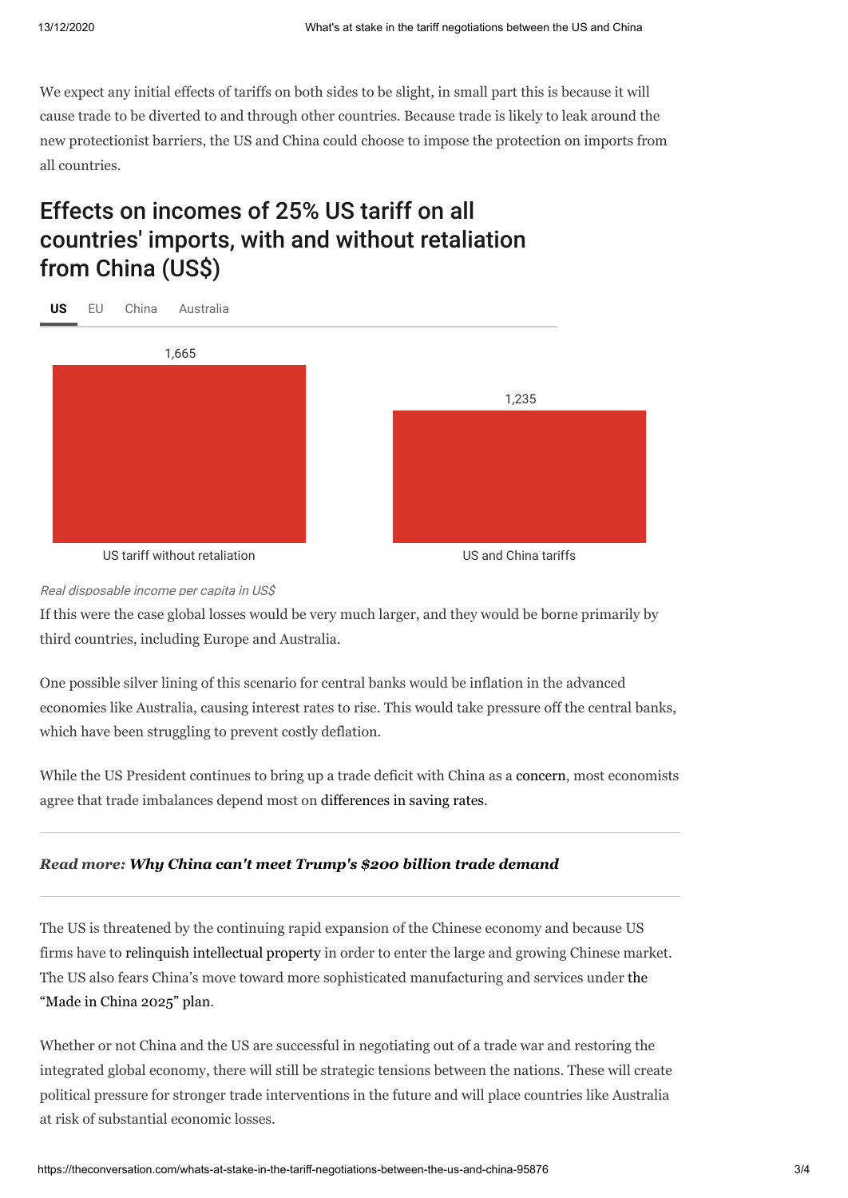We expect any initial effects of tariffs on both sides to be slight, in small part this is because it will cause trade to be diverted to and through other countries. Because trade is likely to leak around the new protectionist barriers, the US and China could choose to impose the protection on imports from all countries.

## Effects on incomes of 25% US tariff on all countries' imports, with and without retaliation from China (US$)

**US** | EU | China | Australia

| | US tariff without retaliation | US and China tariffs |
|---|---|---|
| US | 1,665 | 1,235 |

*Real disposable income per capita in US$*

If this were the case global losses would be very much larger, and they would be borne primarily by third countries, including Europe and Australia.

One possible silver lining of this scenario for central banks would be inflation in the advanced economies like Australia, causing interest rates to rise. This would take pressure off the central banks, which have been struggling to prevent costly deflation.

While the US President continues to bring up a trade deficit with China as a concern, most economists agree that trade imbalances depend most on differences in saving rates.

***Read more: Why China can't meet Trump's $200 billion trade demand***

The US is threatened by the continuing rapid expansion of the Chinese economy and because US firms have to relinquish intellectual property in order to enter the large and growing Chinese market. The US also fears China's move toward more sophisticated manufacturing and services under the "Made in China 2025" plan.

Whether or not China and the US are successful in negotiating out of a trade war and restoring the integrated global economy, there will still be strategic tensions between the nations. These will create political pressure for stronger trade interventions in the future and will place countries like Australia at risk of substantial economic losses.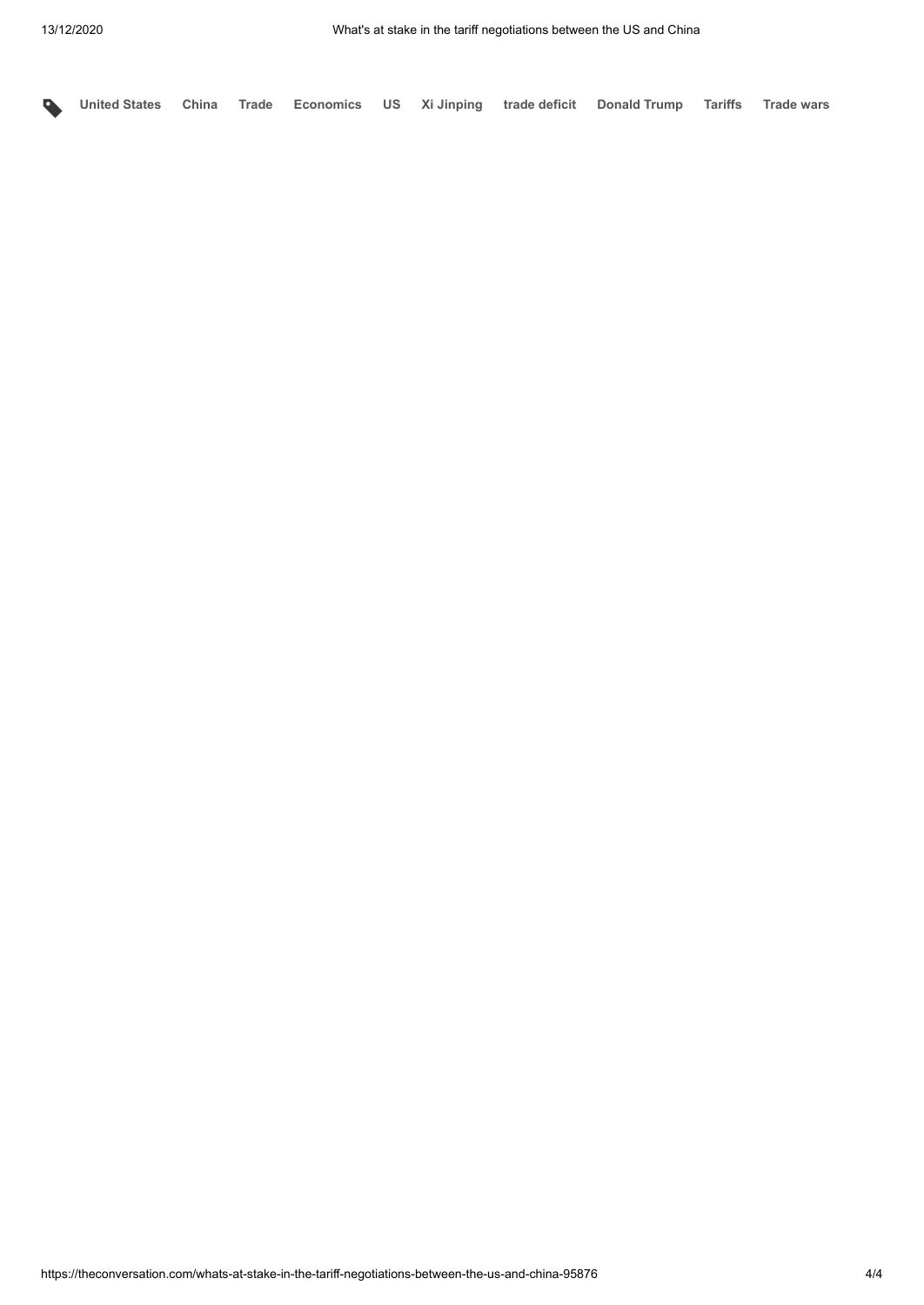United States China Trade Economics US Xi Jinping trade deficit Donald Trump Tariffs Trade wars